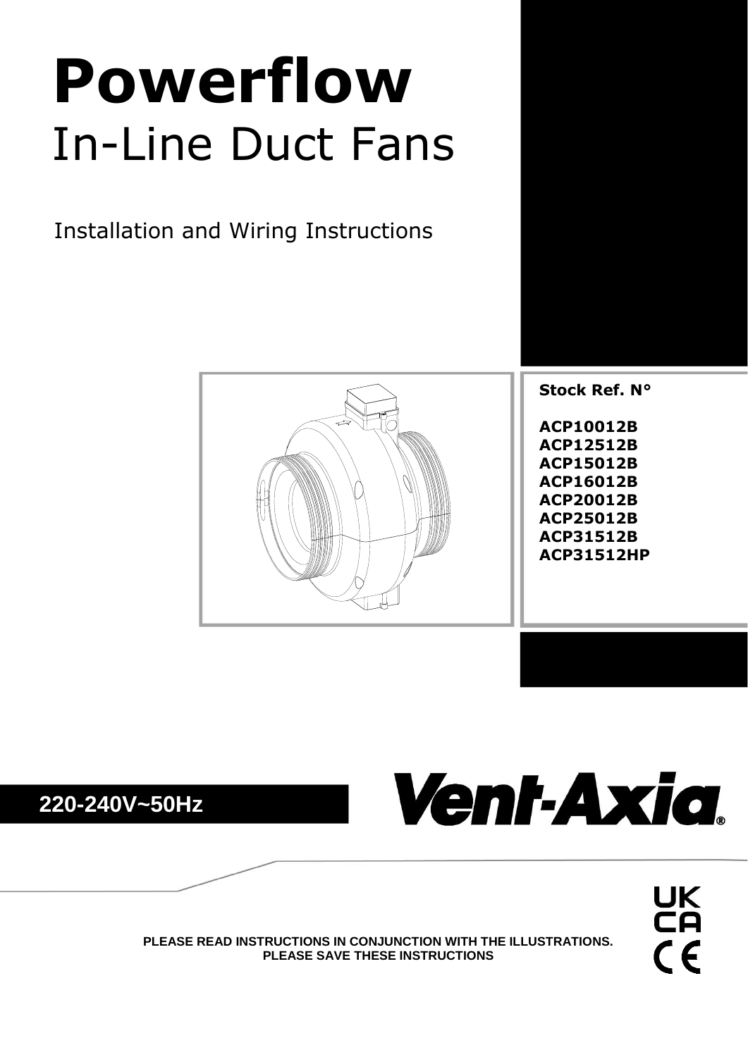# Powerflow

## In-Line Duct Fans

Installation and Wiring Instructions

**Stock Ref. N°**

**ACP10012B**
**ACP12512B**
**ACP15012B**
**ACP16012B**
**ACP20012B**
**ACP25012B**
**ACP31512B**
**ACP31512HP**

**220-240V~50Hz**

Vent-Axia®

**PLEASE READ INSTRUCTIONS IN CONJUNCTION WITH THE ILLUSTRATIONS.**
**PLEASE SAVE THESE INSTRUCTIONS**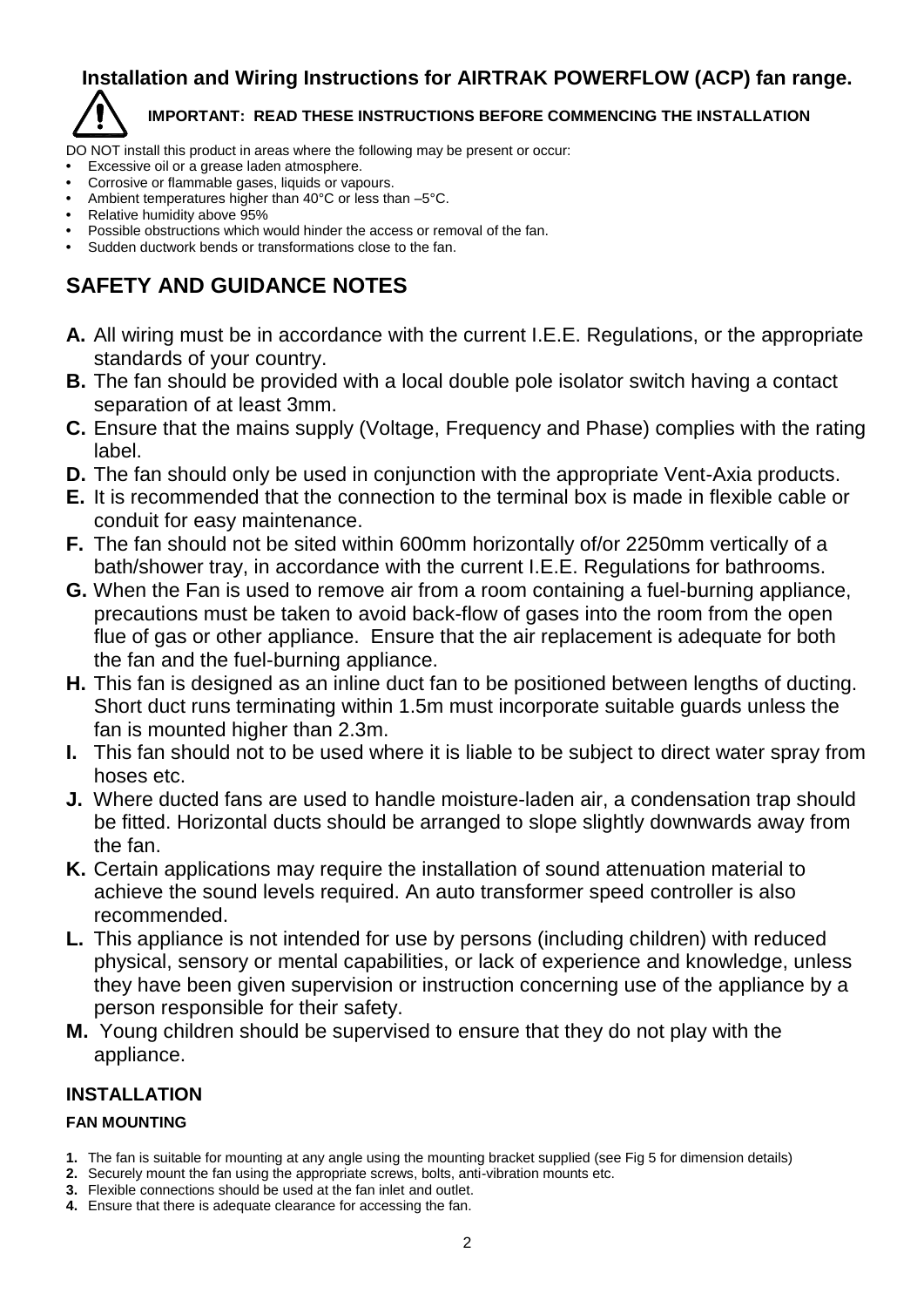## Installation and Wiring Instructions for AIRTRAK POWERFLOW (ACP) fan range.

**IMPORTANT: READ THESE INSTRUCTIONS BEFORE COMMENCING THE INSTALLATION**

DO NOT install this product in areas where the following may be present or occur:

- Excessive oil or a grease laden atmosphere.
- Corrosive or flammable gases, liquids or vapours.
- Ambient temperatures higher than 40°C or less than –5°C.
- Relative humidity above 95%
- Possible obstructions which would hinder the access or removal of the fan.
- Sudden ductwork bends or transformations close to the fan.

# SAFETY AND GUIDANCE NOTES

**A.** All wiring must be in accordance with the current I.E.E. Regulations, or the appropriate standards of your country.

**B.** The fan should be provided with a local double pole isolator switch having a contact separation of at least 3mm.

**C.** Ensure that the mains supply (Voltage, Frequency and Phase) complies with the rating label.

**D.** The fan should only be used in conjunction with the appropriate Vent-Axia products.

**E.** It is recommended that the connection to the terminal box is made in flexible cable or conduit for easy maintenance.

**F.** The fan should not be sited within 600mm horizontally of/or 2250mm vertically of a bath/shower tray, in accordance with the current I.E.E. Regulations for bathrooms.

**G.** When the Fan is used to remove air from a room containing a fuel-burning appliance, precautions must be taken to avoid back-flow of gases into the room from the open flue of gas or other appliance. Ensure that the air replacement is adequate for both the fan and the fuel-burning appliance.

**H.** This fan is designed as an inline duct fan to be positioned between lengths of ducting. Short duct runs terminating within 1.5m must incorporate suitable guards unless the fan is mounted higher than 2.3m.

**I.** This fan should not to be used where it is liable to be subject to direct water spray from hoses etc.

**J.** Where ducted fans are used to handle moisture-laden air, a condensation trap should be fitted. Horizontal ducts should be arranged to slope slightly downwards away from the fan.

**K.** Certain applications may require the installation of sound attenuation material to achieve the sound levels required. An auto transformer speed controller is also recommended.

**L.** This appliance is not intended for use by persons (including children) with reduced physical, sensory or mental capabilities, or lack of experience and knowledge, unless they have been given supervision or instruction concerning use of the appliance by a person responsible for their safety.

**M.** Young children should be supervised to ensure that they do not play with the appliance.

### INSTALLATION

#### FAN MOUNTING

1. The fan is suitable for mounting at any angle using the mounting bracket supplied (see Fig 5 for dimension details)
2. Securely mount the fan using the appropriate screws, bolts, anti-vibration mounts etc.
3. Flexible connections should be used at the fan inlet and outlet.
4. Ensure that there is adequate clearance for accessing the fan.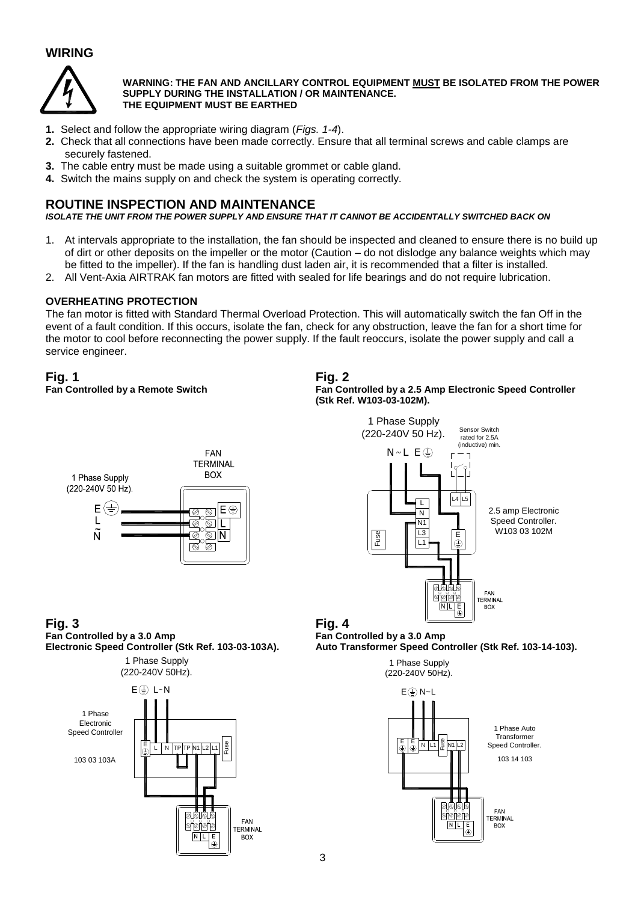## WIRING

**WARNING: THE FAN AND ANCILLARY CONTROL EQUIPMENT MUST BE ISOLATED FROM THE POWER SUPPLY DURING THE INSTALLATION / OR MAINTENANCE. THE EQUIPMENT MUST BE EARTHED**

1. Select and follow the appropriate wiring diagram (*Figs. 1-4*).
2. Check that all connections have been made correctly. Ensure that all terminal screws and cable clamps are securely fastened.
3. The cable entry must be made using a suitable grommet or cable gland.
4. Switch the mains supply on and check the system is operating correctly.

## ROUTINE INSPECTION AND MAINTENANCE

***ISOLATE THE UNIT FROM THE POWER SUPPLY AND ENSURE THAT IT CANNOT BE ACCIDENTALLY SWITCHED BACK ON***

1. At intervals appropriate to the installation, the fan should be inspected and cleaned to ensure there is no build up of dirt or other deposits on the impeller or the motor (Caution – do not dislodge any balance weights which may be fitted to the impeller). If the fan is handling dust laden air, it is recommended that a filter is installed.
2. All Vent-Axia AIRTRAK fan motors are fitted with sealed for life bearings and do not require lubrication.

### OVERHEATING PROTECTION

The fan motor is fitted with Standard Thermal Overload Protection. This will automatically switch the fan Off in the event of a fault condition. If this occurs, isolate the fan, check for any obstruction, leave the fan for a short time for the motor to cool before reconnecting the power supply. If the fault reoccurs, isolate the power supply and call a service engineer.

**Fig. 1**
**Fan Controlled by a Remote Switch**

1 Phase Supply (220-240V 50 Hz). E L N — FAN TERMINAL BOX: E, L, N

**Fig. 2**
**Fan Controlled by a 2.5 Amp Electronic Speed Controller (Stk Ref. W103-03-102M).**

1 Phase Supply (220-240V 50 Hz). N ~ L E. Sensor Switch rated for 2.5A (inductive) min. L4 L5. L N N1 L3 L1 E Fuse. 2.5 amp Electronic Speed Controller. W103 03 102M. FAN TERMINAL BOX: N L E

**Fig. 3**
**Fan Controlled by a 3.0 Amp Electronic Speed Controller (Stk Ref. 103-03-103A).**

1 Phase Supply (220-240V 50Hz). E L~N. 1 Phase Electronic Speed Controller 103 03 103A. E L N TP TP N1 L2 L1 Fuse. FAN TERMINAL BOX: N L E

**Fig. 4**
**Fan Controlled by a 3.0 Amp Auto Transformer Speed Controller (Stk Ref. 103-14-103).**

1 Phase Supply (220-240V 50Hz). E N~L. E E N L1 Fuse N1 L2. 1 Phase Auto Transformer Speed Controller. 103 14 103. FAN TERMINAL BOX: N L E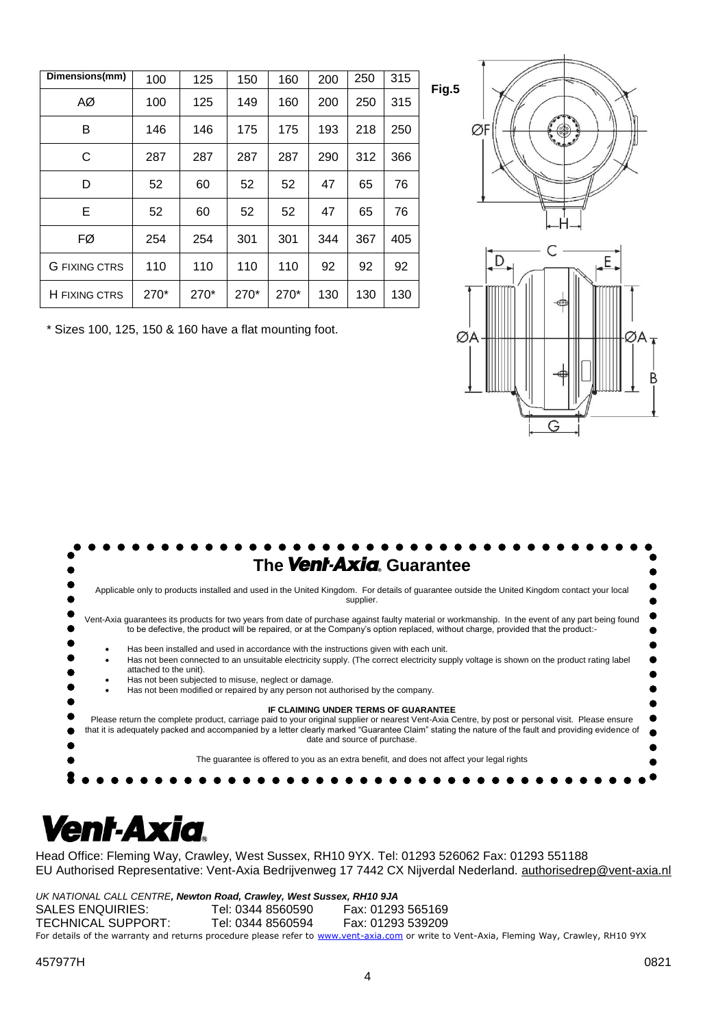| Dimensions(mm) | 100 | 125 | 150 | 160 | 200 | 250 | 315 |
|---|---|---|---|---|---|---|---|
| AØ | 100 | 125 | 149 | 160 | 200 | 250 | 315 |
| B | 146 | 146 | 175 | 175 | 193 | 218 | 250 |
| C | 287 | 287 | 287 | 287 | 290 | 312 | 366 |
| D | 52 | 60 | 52 | 52 | 47 | 65 | 76 |
| E | 52 | 60 | 52 | 52 | 47 | 65 | 76 |
| FØ | 254 | 254 | 301 | 301 | 344 | 367 | 405 |
| G FIXING CTRS | 110 | 110 | 110 | 110 | 92 | 92 | 92 |
| H FIXING CTRS | 270* | 270* | 270* | 270* | 130 | 130 | 130 |

\* Sizes 100, 125, 150 & 160 have a flat mounting foot.

Fig.5

ØF

H

C

D

E

ØA

ØA

B

G

## The Vent-Axia Guarantee

Applicable only to products installed and used in the United Kingdom. For details of guarantee outside the United Kingdom contact your local supplier.

Vent-Axia guarantees its products for two years from date of purchase against faulty material or workmanship. In the event of any part being found to be defective, the product will be repaired, or at the Company's option replaced, without charge, provided that the product:-

- Has been installed and used in accordance with the instructions given with each unit.
- Has not been connected to an unsuitable electricity supply. (The correct electricity supply voltage is shown on the product rating label attached to the unit).
- Has not been subjected to misuse, neglect or damage.
- Has not been modified or repaired by any person not authorised by the company.

**IF CLAIMING UNDER TERMS OF GUARANTEE**

Please return the complete product, carriage paid to your original supplier or nearest Vent-Axia Centre, by post or personal visit. Please ensure that it is adequately packed and accompanied by a letter clearly marked "Guarantee Claim" stating the nature of the fault and providing evidence of date and source of purchase.

The guarantee is offered to you as an extra benefit, and does not affect your legal rights

# Vent-Axia

Head Office: Fleming Way, Crawley, West Sussex, RH10 9YX. Tel: 01293 526062 Fax: 01293 551188
EU Authorised Representative: Vent-Axia Bedrijvenweg 17 7442 CX Nijverdal Nederland. authorisedrep@vent-axia.nl

*UK NATIONAL CALL CENTRE, **Newton Road, Crawley, West Sussex, RH10 9JA***

| | | |
|---|---|---|
| SALES ENQUIRIES: | Tel: 0344 8560590 | Fax: 01293 565169 |
| TECHNICAL SUPPORT: | Tel: 0344 8560594 | Fax: 01293 539209 |

For details of the warranty and returns procedure please refer to www.vent-axia.com or write to Vent-Axia, Fleming Way, Crawley, RH10 9YX

457977H

0821